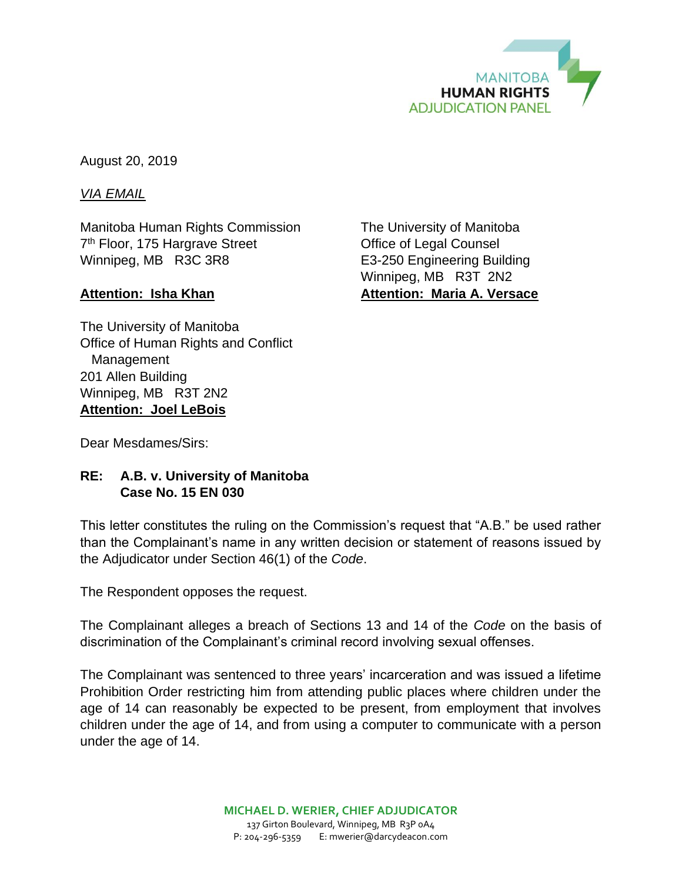MANITOBA
**HUMAN RIGHTS**
ADJUDICATION PANEL

August 20, 2019

*VIA EMAIL*

Manitoba Human Rights Commission
7th Floor, 175 Hargrave Street
Winnipeg, MB R3C 3R8

**Attention: Isha Khan**

The University of Manitoba
Office of Legal Counsel
E3-250 Engineering Building
Winnipeg, MB R3T 2N2
**Attention: Maria A. Versace**

The University of Manitoba
Office of Human Rights and Conflict Management
201 Allen Building
Winnipeg, MB R3T 2N2
**Attention: Joel LeBois**

Dear Mesdames/Sirs:

**RE: A.B. v. University of Manitoba**
**Case No. 15 EN 030**

This letter constitutes the ruling on the Commission's request that "A.B." be used rather than the Complainant's name in any written decision or statement of reasons issued by the Adjudicator under Section 46(1) of the *Code*.

The Respondent opposes the request.

The Complainant alleges a breach of Sections 13 and 14 of the *Code* on the basis of discrimination of the Complainant's criminal record involving sexual offenses.

The Complainant was sentenced to three years' incarceration and was issued a lifetime Prohibition Order restricting him from attending public places where children under the age of 14 can reasonably be expected to be present, from employment that involves children under the age of 14, and from using a computer to communicate with a person under the age of 14.

**MICHAEL D. WERIER, CHIEF ADJUDICATOR**
137 Girton Boulevard, Winnipeg, MB R3P 0A4
P: 204-296-5359 E: mwerier@darcydeacon.com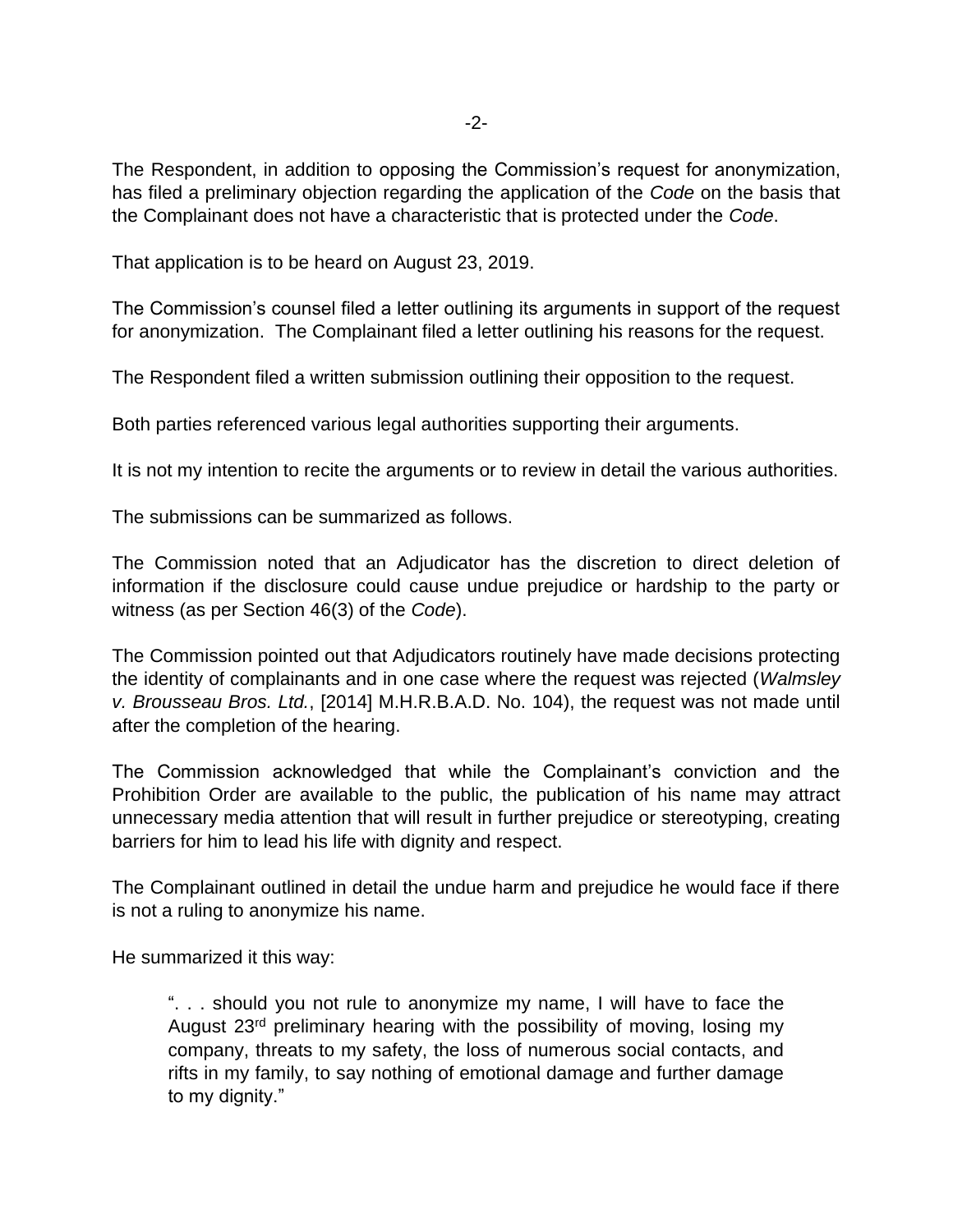The Respondent, in addition to opposing the Commission's request for anonymization, has filed a preliminary objection regarding the application of the *Code* on the basis that the Complainant does not have a characteristic that is protected under the *Code*.

That application is to be heard on August 23, 2019.

The Commission's counsel filed a letter outlining its arguments in support of the request for anonymization. The Complainant filed a letter outlining his reasons for the request.

The Respondent filed a written submission outlining their opposition to the request.

Both parties referenced various legal authorities supporting their arguments.

It is not my intention to recite the arguments or to review in detail the various authorities.

The submissions can be summarized as follows.

The Commission noted that an Adjudicator has the discretion to direct deletion of information if the disclosure could cause undue prejudice or hardship to the party or witness (as per Section 46(3) of the *Code*).

The Commission pointed out that Adjudicators routinely have made decisions protecting the identity of complainants and in one case where the request was rejected (*Walmsley v. Brousseau Bros. Ltd.*, [2014] M.H.R.B.A.D. No. 104), the request was not made until after the completion of the hearing.

The Commission acknowledged that while the Complainant's conviction and the Prohibition Order are available to the public, the publication of his name may attract unnecessary media attention that will result in further prejudice or stereotyping, creating barriers for him to lead his life with dignity and respect.

The Complainant outlined in detail the undue harm and prejudice he would face if there is not a ruling to anonymize his name.

He summarized it this way:

> ". . . should you not rule to anonymize my name, I will have to face the August 23rd preliminary hearing with the possibility of moving, losing my company, threats to my safety, the loss of numerous social contacts, and rifts in my family, to say nothing of emotional damage and further damage to my dignity."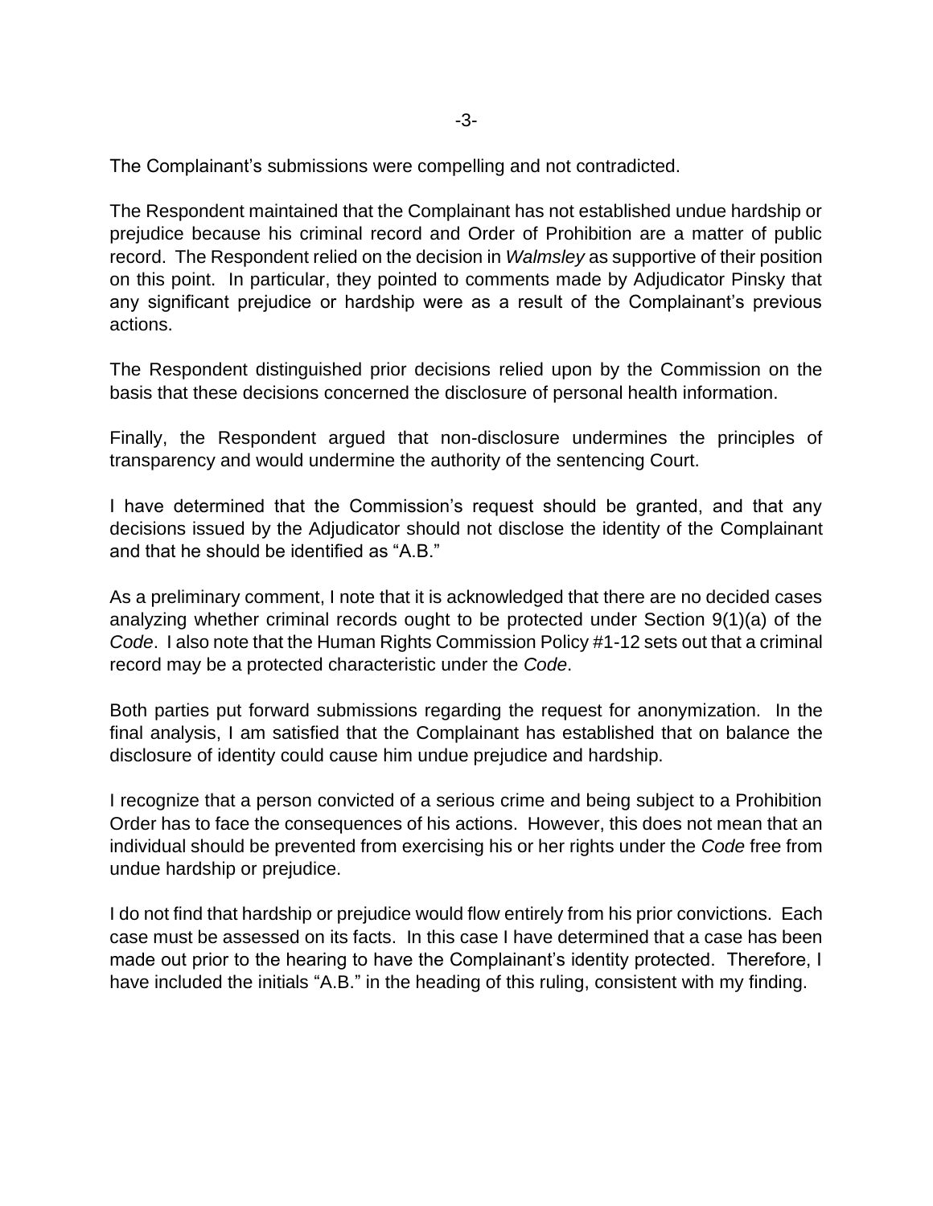The Complainant's submissions were compelling and not contradicted.

The Respondent maintained that the Complainant has not established undue hardship or prejudice because his criminal record and Order of Prohibition are a matter of public record. The Respondent relied on the decision in *Walmsley* as supportive of their position on this point. In particular, they pointed to comments made by Adjudicator Pinsky that any significant prejudice or hardship were as a result of the Complainant's previous actions.

The Respondent distinguished prior decisions relied upon by the Commission on the basis that these decisions concerned the disclosure of personal health information.

Finally, the Respondent argued that non-disclosure undermines the principles of transparency and would undermine the authority of the sentencing Court.

I have determined that the Commission's request should be granted, and that any decisions issued by the Adjudicator should not disclose the identity of the Complainant and that he should be identified as "A.B."

As a preliminary comment, I note that it is acknowledged that there are no decided cases analyzing whether criminal records ought to be protected under Section 9(1)(a) of the *Code*. I also note that the Human Rights Commission Policy #1-12 sets out that a criminal record may be a protected characteristic under the *Code*.

Both parties put forward submissions regarding the request for anonymization. In the final analysis, I am satisfied that the Complainant has established that on balance the disclosure of identity could cause him undue prejudice and hardship.

I recognize that a person convicted of a serious crime and being subject to a Prohibition Order has to face the consequences of his actions. However, this does not mean that an individual should be prevented from exercising his or her rights under the *Code* free from undue hardship or prejudice.

I do not find that hardship or prejudice would flow entirely from his prior convictions. Each case must be assessed on its facts. In this case I have determined that a case has been made out prior to the hearing to have the Complainant's identity protected. Therefore, I have included the initials "A.B." in the heading of this ruling, consistent with my finding.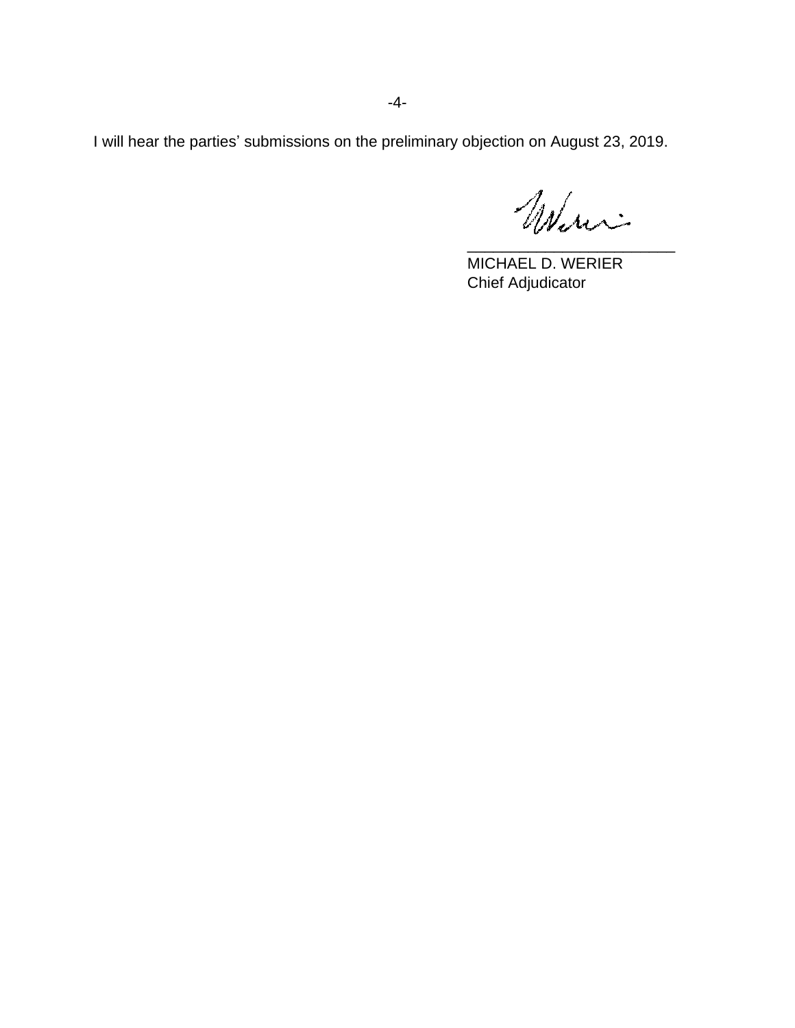I will hear the parties' submissions on the preliminary objection on August 23, 2019.

MICHAEL D. WERIER
Chief Adjudicator